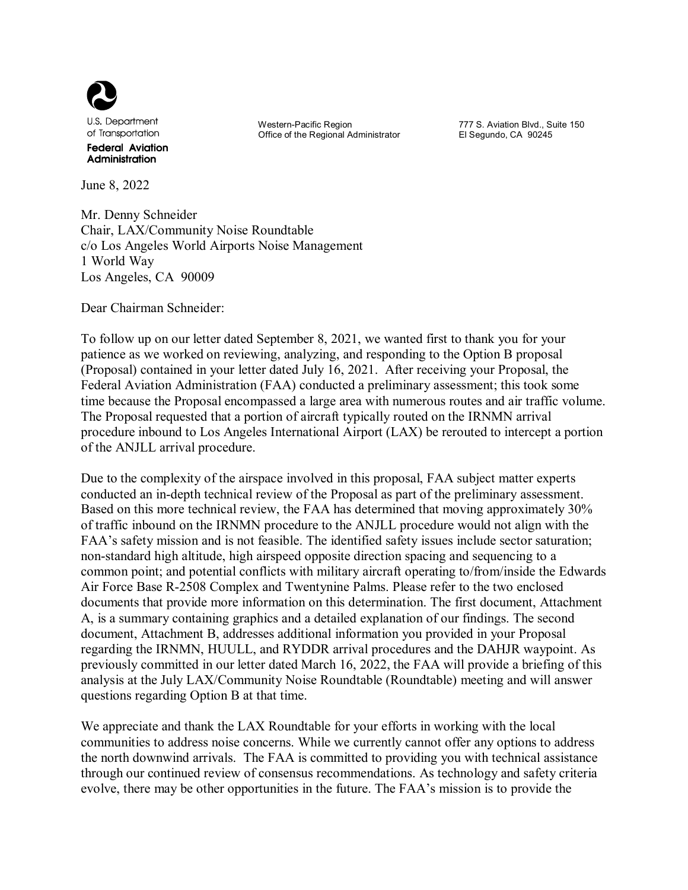U.S. Department of Transportation
**Federal Aviation Administration**

Western-Pacific Region
Office of the Regional Administrator

777 S. Aviation Blvd., Suite 150
El Segundo, CA 90245

June 8, 2022

Mr. Denny Schneider
Chair, LAX/Community Noise Roundtable
c/o Los Angeles World Airports Noise Management
1 World Way
Los Angeles, CA 90009

Dear Chairman Schneider:

To follow up on our letter dated September 8, 2021, we wanted first to thank you for your patience as we worked on reviewing, analyzing, and responding to the Option B proposal (Proposal) contained in your letter dated July 16, 2021. After receiving your Proposal, the Federal Aviation Administration (FAA) conducted a preliminary assessment; this took some time because the Proposal encompassed a large area with numerous routes and air traffic volume. The Proposal requested that a portion of aircraft typically routed on the IRNMN arrival procedure inbound to Los Angeles International Airport (LAX) be rerouted to intercept a portion of the ANJLL arrival procedure.

Due to the complexity of the airspace involved in this proposal, FAA subject matter experts conducted an in-depth technical review of the Proposal as part of the preliminary assessment. Based on this more technical review, the FAA has determined that moving approximately 30% of traffic inbound on the IRNMN procedure to the ANJLL procedure would not align with the FAA's safety mission and is not feasible. The identified safety issues include sector saturation; non-standard high altitude, high airspeed opposite direction spacing and sequencing to a common point; and potential conflicts with military aircraft operating to/from/inside the Edwards Air Force Base R-2508 Complex and Twentynine Palms. Please refer to the two enclosed documents that provide more information on this determination. The first document, Attachment A, is a summary containing graphics and a detailed explanation of our findings. The second document, Attachment B, addresses additional information you provided in your Proposal regarding the IRNMN, HUULL, and RYDDR arrival procedures and the DAHJR waypoint. As previously committed in our letter dated March 16, 2022, the FAA will provide a briefing of this analysis at the July LAX/Community Noise Roundtable (Roundtable) meeting and will answer questions regarding Option B at that time.

We appreciate and thank the LAX Roundtable for your efforts in working with the local communities to address noise concerns. While we currently cannot offer any options to address the north downwind arrivals. The FAA is committed to providing you with technical assistance through our continued review of consensus recommendations. As technology and safety criteria evolve, there may be other opportunities in the future. The FAA's mission is to provide the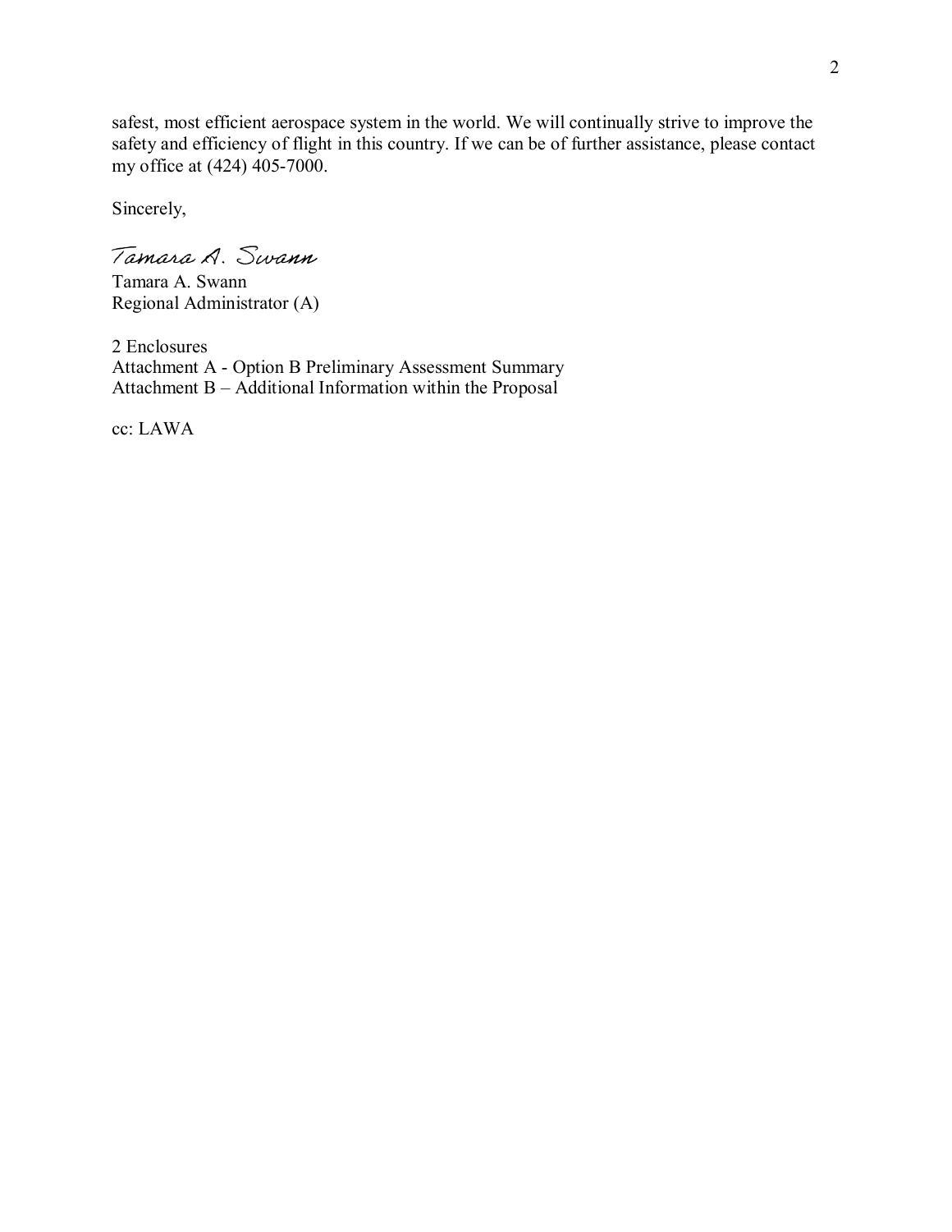safest, most efficient aerospace system in the world. We will continually strive to improve the safety and efficiency of flight in this country. If we can be of further assistance, please contact my office at (424) 405-7000.

Sincerely,

*Tamara A. Swann*

Tamara A. Swann
Regional Administrator (A)

2 Enclosures
Attachment A - Option B Preliminary Assessment Summary
Attachment B – Additional Information within the Proposal

cc: LAWA